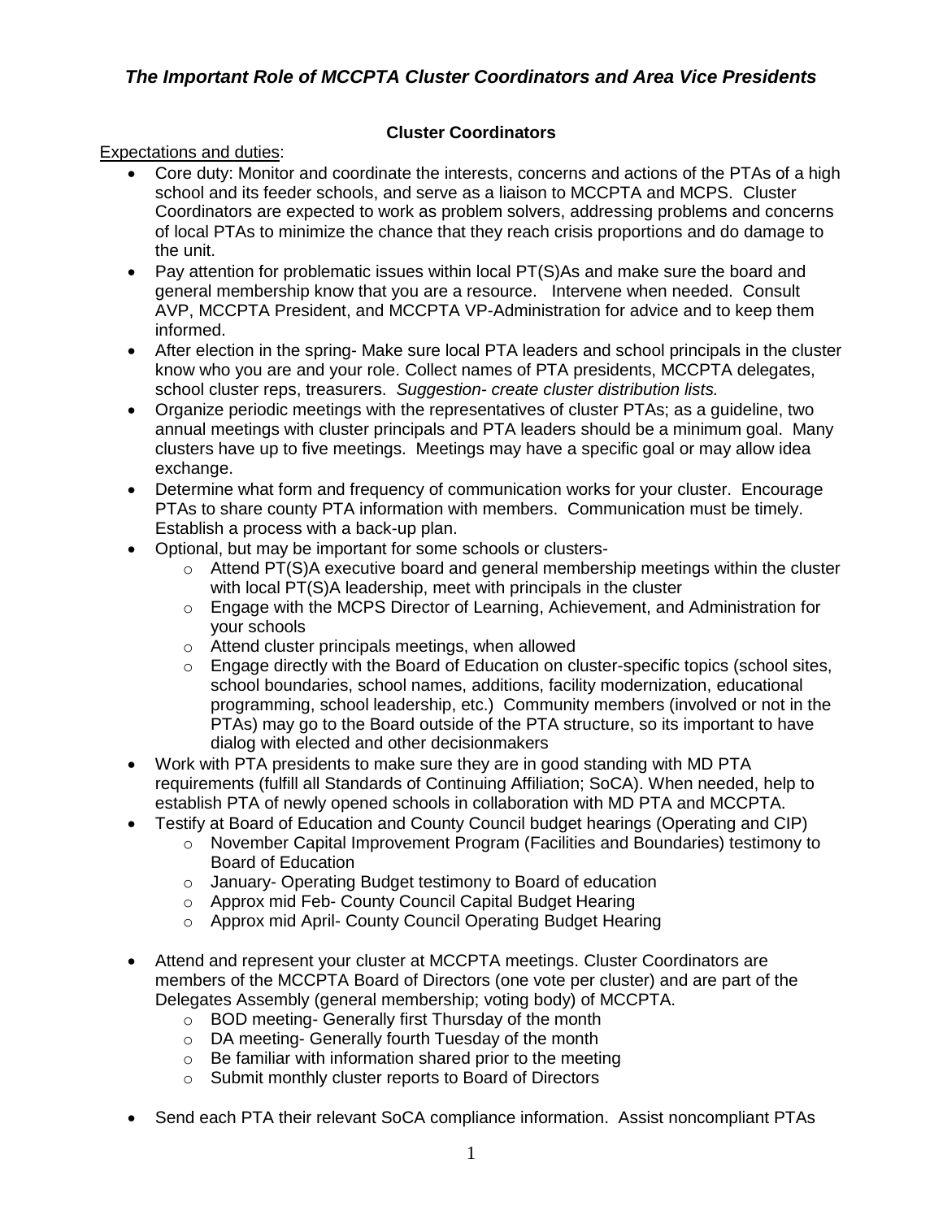# *The Important Role of MCCPTA Cluster Coordinators and Area Vice Presidents*

## Cluster Coordinators

Expectations and duties:

- Core duty: Monitor and coordinate the interests, concerns and actions of the PTAs of a high school and its feeder schools, and serve as a liaison to MCCPTA and MCPS. Cluster Coordinators are expected to work as problem solvers, addressing problems and concerns of local PTAs to minimize the chance that they reach crisis proportions and do damage to the unit.
- Pay attention for problematic issues within local PT(S)As and make sure the board and general membership know that you are a resource. Intervene when needed. Consult AVP, MCCPTA President, and MCCPTA VP-Administration for advice and to keep them informed.
- After election in the spring- Make sure local PTA leaders and school principals in the cluster know who you are and your role. Collect names of PTA presidents, MCCPTA delegates, school cluster reps, treasurers. *Suggestion- create cluster distribution lists.*
- Organize periodic meetings with the representatives of cluster PTAs; as a guideline, two annual meetings with cluster principals and PTA leaders should be a minimum goal. Many clusters have up to five meetings. Meetings may have a specific goal or may allow idea exchange.
- Determine what form and frequency of communication works for your cluster. Encourage PTAs to share county PTA information with members. Communication must be timely. Establish a process with a back-up plan.
- Optional, but may be important for some schools or clusters-
  - Attend PT(S)A executive board and general membership meetings within the cluster with local PT(S)A leadership, meet with principals in the cluster
  - Engage with the MCPS Director of Learning, Achievement, and Administration for your schools
  - Attend cluster principals meetings, when allowed
  - Engage directly with the Board of Education on cluster-specific topics (school sites, school boundaries, school names, additions, facility modernization, educational programming, school leadership, etc.) Community members (involved or not in the PTAs) may go to the Board outside of the PTA structure, so its important to have dialog with elected and other decisionmakers
- Work with PTA presidents to make sure they are in good standing with MD PTA requirements (fulfill all Standards of Continuing Affiliation; SoCA). When needed, help to establish PTA of newly opened schools in collaboration with MD PTA and MCCPTA.
- Testify at Board of Education and County Council budget hearings (Operating and CIP)
  - November Capital Improvement Program (Facilities and Boundaries) testimony to Board of Education
  - January- Operating Budget testimony to Board of education
  - Approx mid Feb- County Council Capital Budget Hearing
  - Approx mid April- County Council Operating Budget Hearing
- Attend and represent your cluster at MCCPTA meetings. Cluster Coordinators are members of the MCCPTA Board of Directors (one vote per cluster) and are part of the Delegates Assembly (general membership; voting body) of MCCPTA.
  - BOD meeting- Generally first Thursday of the month
  - DA meeting- Generally fourth Tuesday of the month
  - Be familiar with information shared prior to the meeting
  - Submit monthly cluster reports to Board of Directors
- Send each PTA their relevant SoCA compliance information. Assist noncompliant PTAs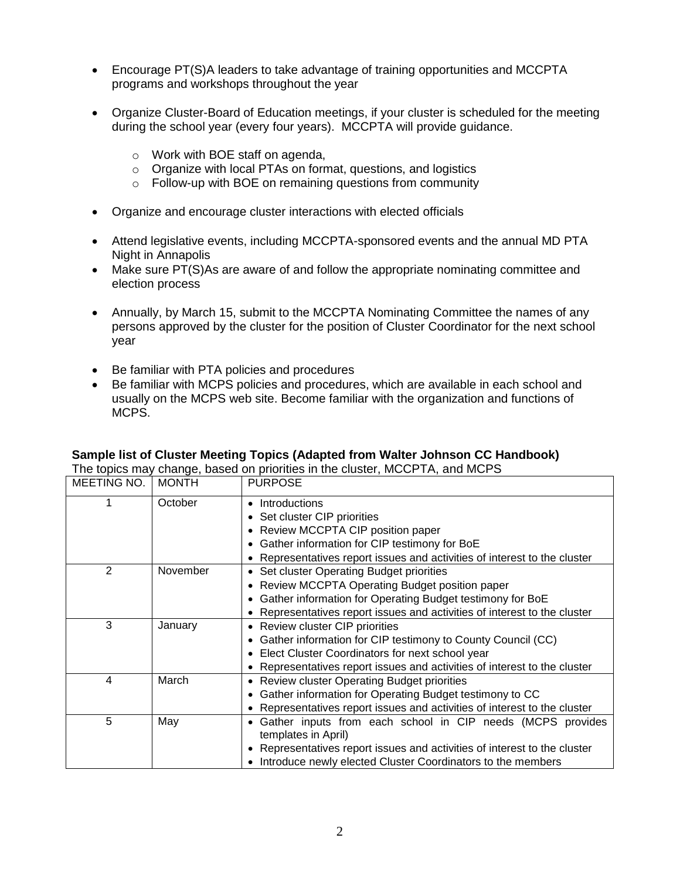- Encourage PT(S)A leaders to take advantage of training opportunities and MCCPTA programs and workshops throughout the year

- Organize Cluster-Board of Education meetings, if your cluster is scheduled for the meeting during the school year (every four years). MCCPTA will provide guidance.
  - Work with BOE staff on agenda,
  - Organize with local PTAs on format, questions, and logistics
  - Follow-up with BOE on remaining questions from community

- Organize and encourage cluster interactions with elected officials

- Attend legislative events, including MCCPTA-sponsored events and the annual MD PTA Night in Annapolis
- Make sure PT(S)As are aware of and follow the appropriate nominating committee and election process

- Annually, by March 15, submit to the MCCPTA Nominating Committee the names of any persons approved by the cluster for the position of Cluster Coordinator for the next school year

- Be familiar with PTA policies and procedures
- Be familiar with MCPS policies and procedures, which are available in each school and usually on the MCPS web site. Become familiar with the organization and functions of MCPS.

**Sample list of Cluster Meeting Topics (Adapted from Walter Johnson CC Handbook)**

The topics may change, based on priorities in the cluster, MCCPTA, and MCPS

| MEETING NO. | MONTH | PURPOSE |
|---|---|---|
| 1 | October | • Introductions<br>• Set cluster CIP priorities<br>• Review MCCPTA CIP position paper<br>• Gather information for CIP testimony for BoE<br>• Representatives report issues and activities of interest to the cluster |
| 2 | November | • Set cluster Operating Budget priorities<br>• Review MCCPTA Operating Budget position paper<br>• Gather information for Operating Budget testimony for BoE<br>• Representatives report issues and activities of interest to the cluster |
| 3 | January | • Review cluster CIP priorities<br>• Gather information for CIP testimony to County Council (CC)<br>• Elect Cluster Coordinators for next school year<br>• Representatives report issues and activities of interest to the cluster |
| 4 | March | • Review cluster Operating Budget priorities<br>• Gather information for Operating Budget testimony to CC<br>• Representatives report issues and activities of interest to the cluster |
| 5 | May | • Gather inputs from each school in CIP needs (MCPS provides templates in April)<br>• Representatives report issues and activities of interest to the cluster<br>• Introduce newly elected Cluster Coordinators to the members |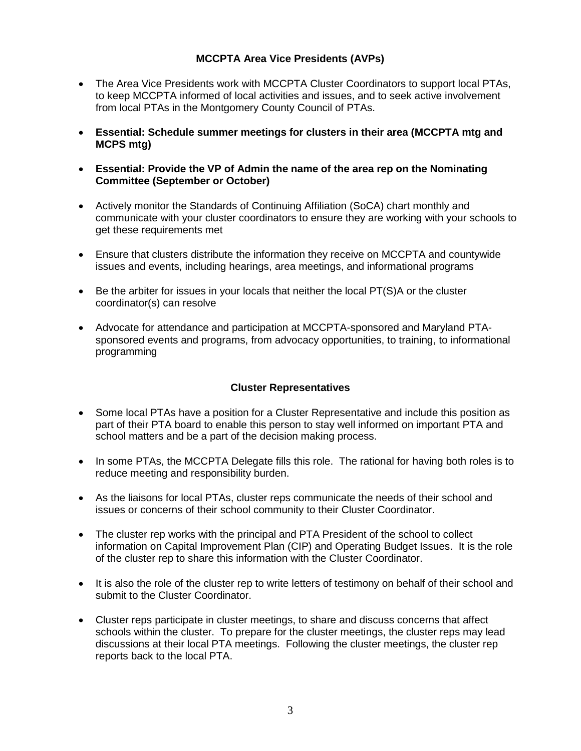## MCCPTA Area Vice Presidents (AVPs)

- The Area Vice Presidents work with MCCPTA Cluster Coordinators to support local PTAs, to keep MCCPTA informed of local activities and issues, and to seek active involvement from local PTAs in the Montgomery County Council of PTAs.
- **Essential: Schedule summer meetings for clusters in their area (MCCPTA mtg and MCPS mtg)**
- **Essential: Provide the VP of Admin the name of the area rep on the Nominating Committee (September or October)**
- Actively monitor the Standards of Continuing Affiliation (SoCA) chart monthly and communicate with your cluster coordinators to ensure they are working with your schools to get these requirements met
- Ensure that clusters distribute the information they receive on MCCPTA and countywide issues and events, including hearings, area meetings, and informational programs
- Be the arbiter for issues in your locals that neither the local PT(S)A or the cluster coordinator(s) can resolve
- Advocate for attendance and participation at MCCPTA-sponsored and Maryland PTA-sponsored events and programs, from advocacy opportunities, to training, to informational programming

## Cluster Representatives

- Some local PTAs have a position for a Cluster Representative and include this position as part of their PTA board to enable this person to stay well informed on important PTA and school matters and be a part of the decision making process.
- In some PTAs, the MCCPTA Delegate fills this role. The rational for having both roles is to reduce meeting and responsibility burden.
- As the liaisons for local PTAs, cluster reps communicate the needs of their school and issues or concerns of their school community to their Cluster Coordinator.
- The cluster rep works with the principal and PTA President of the school to collect information on Capital Improvement Plan (CIP) and Operating Budget Issues. It is the role of the cluster rep to share this information with the Cluster Coordinator.
- It is also the role of the cluster rep to write letters of testimony on behalf of their school and submit to the Cluster Coordinator.
- Cluster reps participate in cluster meetings, to share and discuss concerns that affect schools within the cluster. To prepare for the cluster meetings, the cluster reps may lead discussions at their local PTA meetings. Following the cluster meetings, the cluster rep reports back to the local PTA.